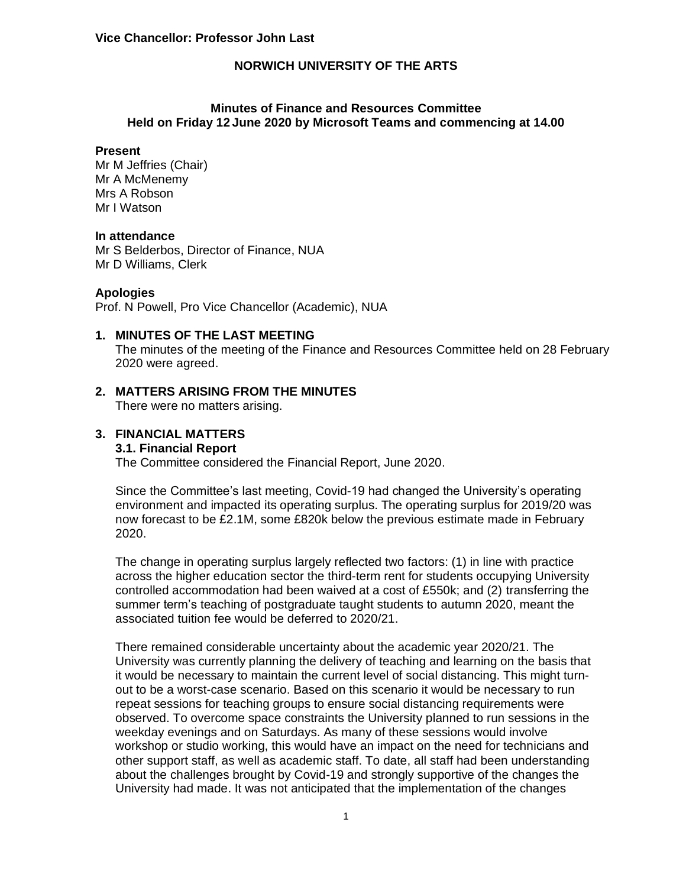**Vice Chancellor: Professor John Last**

# NORWICH UNIVERSITY OF THE ARTS

## Minutes of Finance and Resources Committee
## Held on Friday 12 June 2020 by Microsoft Teams and commencing at 14.00

### Present

Mr M Jeffries (Chair)
Mr A McMenemy
Mrs A Robson
Mr I Watson

### In attendance

Mr S Belderbos, Director of Finance, NUA
Mr D Williams, Clerk

### Apologies

Prof. N Powell, Pro Vice Chancellor (Academic), NUA

### 1. MINUTES OF THE LAST MEETING

The minutes of the meeting of the Finance and Resources Committee held on 28 February 2020 were agreed.

### 2. MATTERS ARISING FROM THE MINUTES

There were no matters arising.

### 3. FINANCIAL MATTERS

#### 3.1. Financial Report

The Committee considered the Financial Report, June 2020.

Since the Committee's last meeting, Covid-19 had changed the University's operating environment and impacted its operating surplus. The operating surplus for 2019/20 was now forecast to be £2.1M, some £820k below the previous estimate made in February 2020.

The change in operating surplus largely reflected two factors: (1) in line with practice across the higher education sector the third-term rent for students occupying University controlled accommodation had been waived at a cost of £550k; and (2) transferring the summer term's teaching of postgraduate taught students to autumn 2020, meant the associated tuition fee would be deferred to 2020/21.

There remained considerable uncertainty about the academic year 2020/21. The University was currently planning the delivery of teaching and learning on the basis that it would be necessary to maintain the current level of social distancing. This might turn-out to be a worst-case scenario. Based on this scenario it would be necessary to run repeat sessions for teaching groups to ensure social distancing requirements were observed. To overcome space constraints the University planned to run sessions in the weekday evenings and on Saturdays. As many of these sessions would involve workshop or studio working, this would have an impact on the need for technicians and other support staff, as well as academic staff. To date, all staff had been understanding about the challenges brought by Covid-19 and strongly supportive of the changes the University had made. It was not anticipated that the implementation of the changes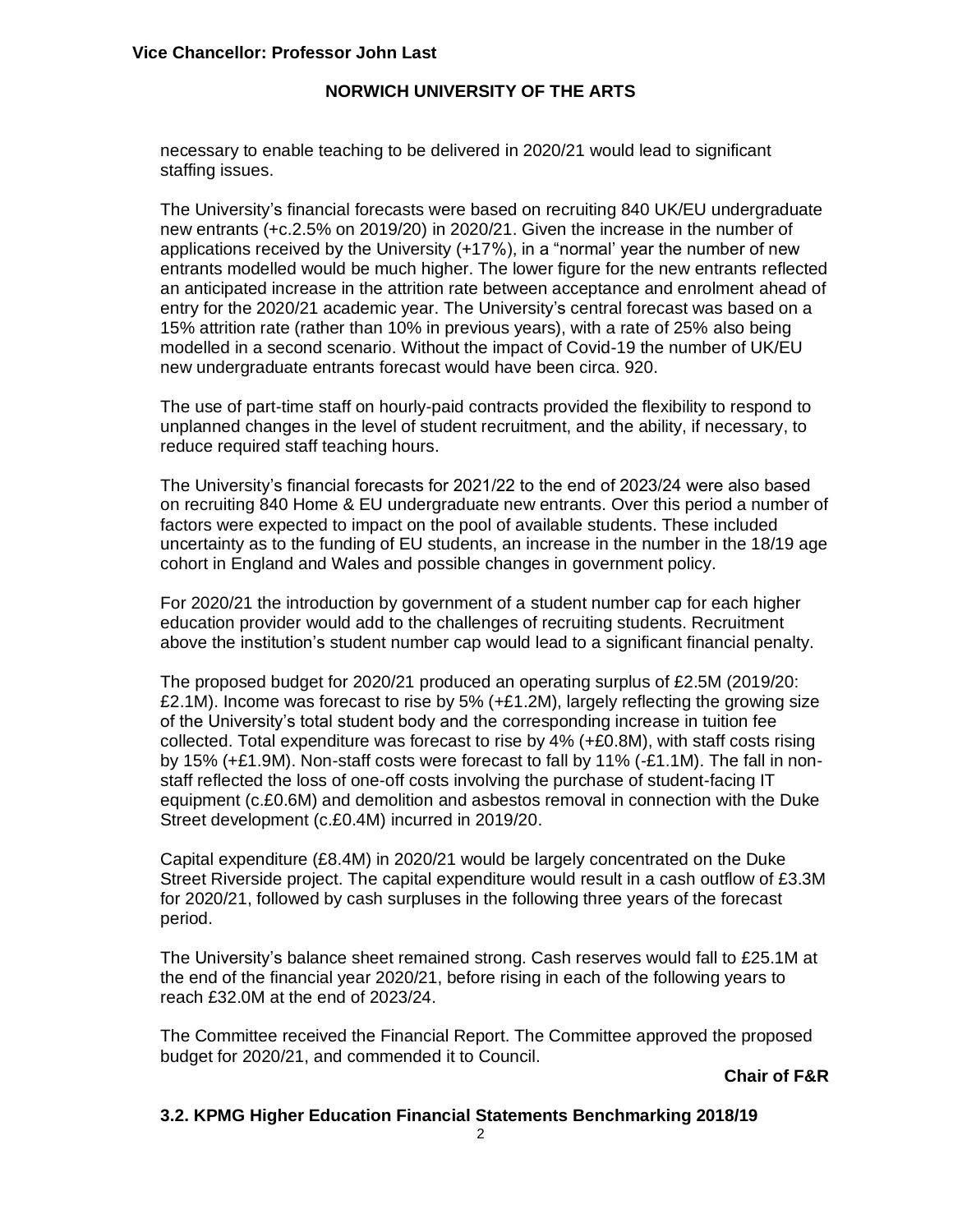necessary to enable teaching to be delivered in 2020/21 would lead to significant staffing issues.

The University's financial forecasts were based on recruiting 840 UK/EU undergraduate new entrants (+c.2.5% on 2019/20) in 2020/21. Given the increase in the number of applications received by the University (+17%), in a "normal' year the number of new entrants modelled would be much higher. The lower figure for the new entrants reflected an anticipated increase in the attrition rate between acceptance and enrolment ahead of entry for the 2020/21 academic year. The University's central forecast was based on a 15% attrition rate (rather than 10% in previous years), with a rate of 25% also being modelled in a second scenario. Without the impact of Covid-19 the number of UK/EU new undergraduate entrants forecast would have been circa. 920.

The use of part-time staff on hourly-paid contracts provided the flexibility to respond to unplanned changes in the level of student recruitment, and the ability, if necessary, to reduce required staff teaching hours.

The University's financial forecasts for 2021/22 to the end of 2023/24 were also based on recruiting 840 Home & EU undergraduate new entrants. Over this period a number of factors were expected to impact on the pool of available students. These included uncertainty as to the funding of EU students, an increase in the number in the 18/19 age cohort in England and Wales and possible changes in government policy.

For 2020/21 the introduction by government of a student number cap for each higher education provider would add to the challenges of recruiting students. Recruitment above the institution's student number cap would lead to a significant financial penalty.

The proposed budget for 2020/21 produced an operating surplus of £2.5M (2019/20: £2.1M). Income was forecast to rise by 5% (+£1.2M), largely reflecting the growing size of the University's total student body and the corresponding increase in tuition fee collected. Total expenditure was forecast to rise by 4% (+£0.8M), with staff costs rising by 15% (+£1.9M). Non-staff costs were forecast to fall by 11% (-£1.1M). The fall in non-staff reflected the loss of one-off costs involving the purchase of student-facing IT equipment (c.£0.6M) and demolition and asbestos removal in connection with the Duke Street development (c.£0.4M) incurred in 2019/20.

Capital expenditure (£8.4M) in 2020/21 would be largely concentrated on the Duke Street Riverside project. The capital expenditure would result in a cash outflow of £3.3M for 2020/21, followed by cash surpluses in the following three years of the forecast period.

The University's balance sheet remained strong. Cash reserves would fall to £25.1M at the end of the financial year 2020/21, before rising in each of the following years to reach £32.0M at the end of 2023/24.

The Committee received the Financial Report. The Committee approved the proposed budget for 2020/21, and commended it to Council.

**Chair of F&R**

### 3.2. KPMG Higher Education Financial Statements Benchmarking 2018/19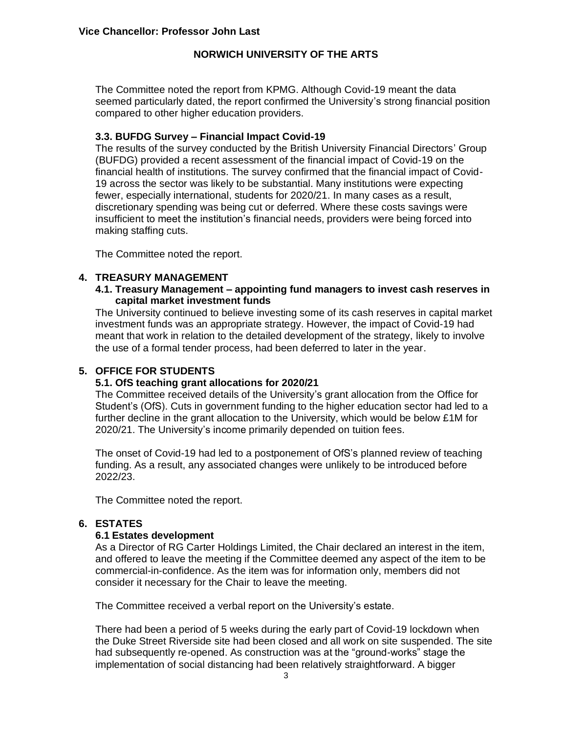The Committee noted the report from KPMG. Although Covid-19 meant the data seemed particularly dated, the report confirmed the University's strong financial position compared to other higher education providers.

### 3.3. BUFDG Survey – Financial Impact Covid-19

The results of the survey conducted by the British University Financial Directors' Group (BUFDG) provided a recent assessment of the financial impact of Covid-19 on the financial health of institutions. The survey confirmed that the financial impact of Covid-19 across the sector was likely to be substantial. Many institutions were expecting fewer, especially international, students for 2020/21. In many cases as a result, discretionary spending was being cut or deferred. Where these costs savings were insufficient to meet the institution's financial needs, providers were being forced into making staffing cuts.

The Committee noted the report.

## 4. TREASURY MANAGEMENT

### 4.1. Treasury Management – appointing fund managers to invest cash reserves in capital market investment funds

The University continued to believe investing some of its cash reserves in capital market investment funds was an appropriate strategy. However, the impact of Covid-19 had meant that work in relation to the detailed development of the strategy, likely to involve the use of a formal tender process, had been deferred to later in the year.

## 5. OFFICE FOR STUDENTS

### 5.1. OfS teaching grant allocations for 2020/21

The Committee received details of the University's grant allocation from the Office for Student's (OfS). Cuts in government funding to the higher education sector had led to a further decline in the grant allocation to the University, which would be below £1M for 2020/21. The University's income primarily depended on tuition fees.

The onset of Covid-19 had led to a postponement of OfS's planned review of teaching funding. As a result, any associated changes were unlikely to be introduced before 2022/23.

The Committee noted the report.

## 6. ESTATES

### 6.1 Estates development

As a Director of RG Carter Holdings Limited, the Chair declared an interest in the item, and offered to leave the meeting if the Committee deemed any aspect of the item to be commercial-in-confidence. As the item was for information only, members did not consider it necessary for the Chair to leave the meeting.

The Committee received a verbal report on the University's estate.

There had been a period of 5 weeks during the early part of Covid-19 lockdown when the Duke Street Riverside site had been closed and all work on site suspended. The site had subsequently re-opened. As construction was at the "ground-works" stage the implementation of social distancing had been relatively straightforward. A bigger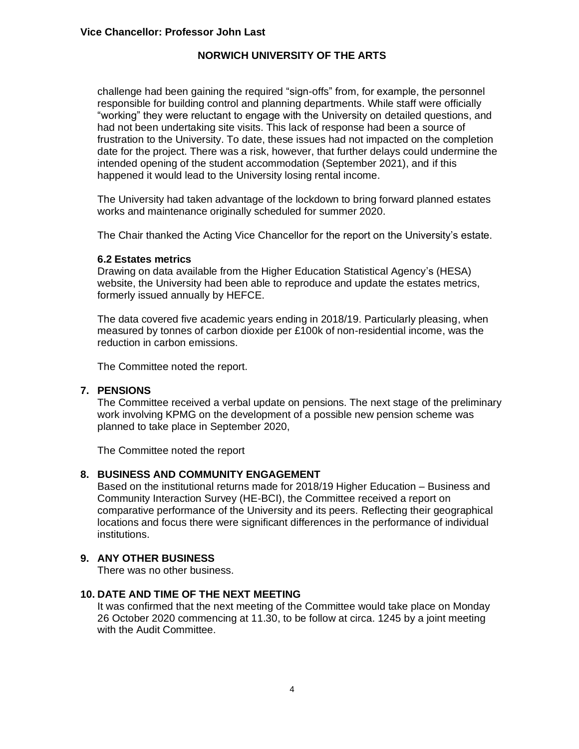challenge had been gaining the required "sign-offs" from, for example, the personnel responsible for building control and planning departments. While staff were officially "working" they were reluctant to engage with the University on detailed questions, and had not been undertaking site visits. This lack of response had been a source of frustration to the University. To date, these issues had not impacted on the completion date for the project. There was a risk, however, that further delays could undermine the intended opening of the student accommodation (September 2021), and if this happened it would lead to the University losing rental income.

The University had taken advantage of the lockdown to bring forward planned estates works and maintenance originally scheduled for summer 2020.

The Chair thanked the Acting Vice Chancellor for the report on the University's estate.

**6.2 Estates metrics**
Drawing on data available from the Higher Education Statistical Agency's (HESA) website, the University had been able to reproduce and update the estates metrics, formerly issued annually by HEFCE.

The data covered five academic years ending in 2018/19. Particularly pleasing, when measured by tonnes of carbon dioxide per £100k of non-residential income, was the reduction in carbon emissions.

The Committee noted the report.

## 7. PENSIONS

The Committee received a verbal update on pensions. The next stage of the preliminary work involving KPMG on the development of a possible new pension scheme was planned to take place in September 2020,

The Committee noted the report

## 8. BUSINESS AND COMMUNITY ENGAGEMENT

Based on the institutional returns made for 2018/19 Higher Education – Business and Community Interaction Survey (HE-BCI), the Committee received a report on comparative performance of the University and its peers. Reflecting their geographical locations and focus there were significant differences in the performance of individual institutions.

## 9. ANY OTHER BUSINESS

There was no other business.

## 10. DATE AND TIME OF THE NEXT MEETING

It was confirmed that the next meeting of the Committee would take place on Monday 26 October 2020 commencing at 11.30, to be follow at circa. 1245 by a joint meeting with the Audit Committee.